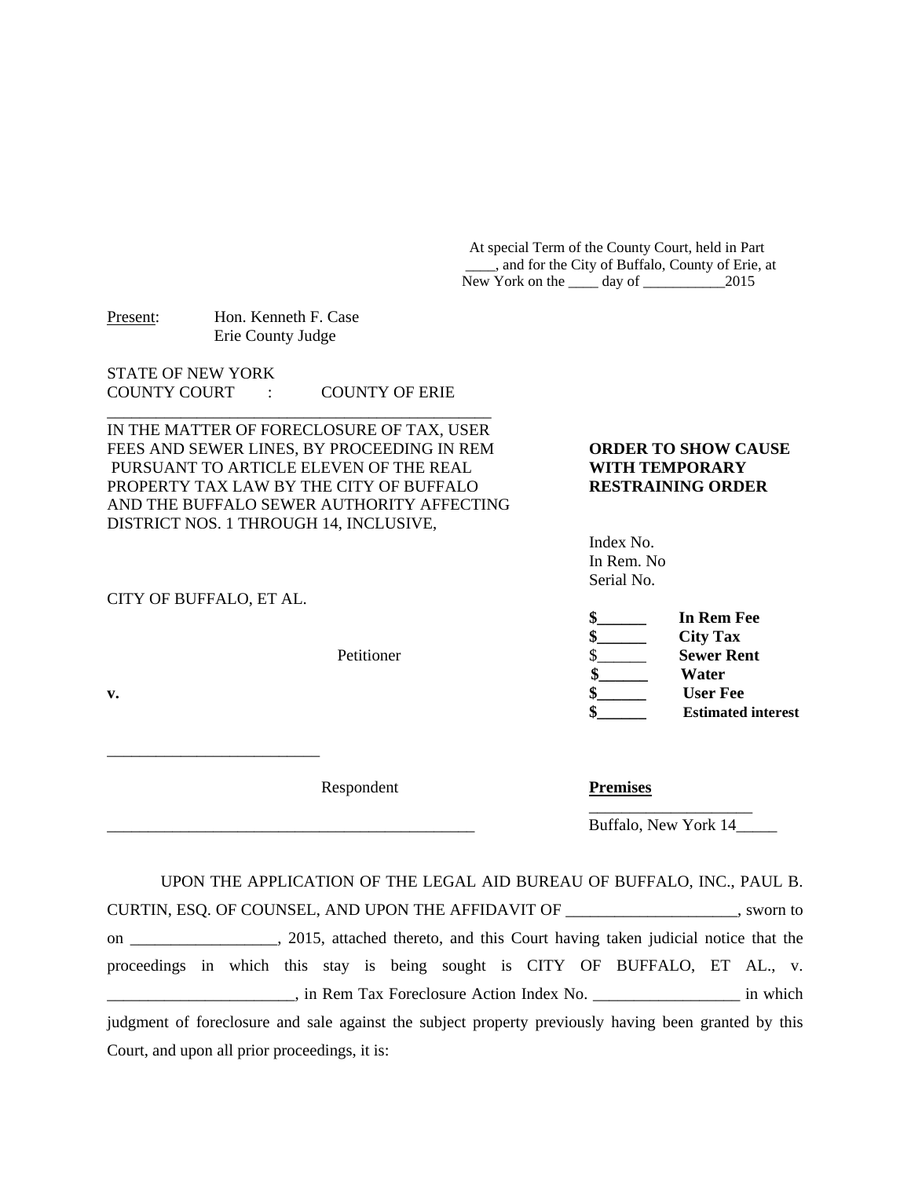At special Term of the County Court, held in Part ____, and for the City of Buffalo, County of Erie, at New York on the ____ day of ___________2015

Present: Hon. Kenneth F. Case
Erie County Judge

STATE OF NEW YORK
COUNTY COURT : COUNTY OF ERIE

_______________________________________________

IN THE MATTER OF FORECLOSURE OF TAX, USER FEES AND SEWER LINES, BY PROCEEDING IN REM PURSUANT TO ARTICLE ELEVEN OF THE REAL PROPERTY TAX LAW BY THE CITY OF BUFFALO AND THE BUFFALO SEWER AUTHORITY AFFECTING DISTRICT NOS. 1 THROUGH 14, INCLUSIVE,

CITY OF BUFFALO, ET AL.

Petitioner

v.

_________________________

Respondent

_____________________________________________

**ORDER TO SHOW CAUSE WITH TEMPORARY RESTRAINING ORDER**

Index No.
In Rem. No
Serial No.

**$______ In Rem Fee**
**$______ City Tax**
$______ **Sewer Rent**
**$______ Water**
**$______ User Fee**
**$______ Estimated interest**

**Premises**

____________________
Buffalo, New York 14_____

UPON THE APPLICATION OF THE LEGAL AID BUREAU OF BUFFALO, INC., PAUL B. CURTIN, ESQ. OF COUNSEL, AND UPON THE AFFIDAVIT OF ____________________, sworn to on _________________, 2015, attached thereto, and this Court having taken judicial notice that the proceedings in which this stay is being sought is CITY OF BUFFALO, ET AL., v. ______________________, in Rem Tax Foreclosure Action Index No. _________________ in which judgment of foreclosure and sale against the subject property previously having been granted by this Court, and upon all prior proceedings, it is: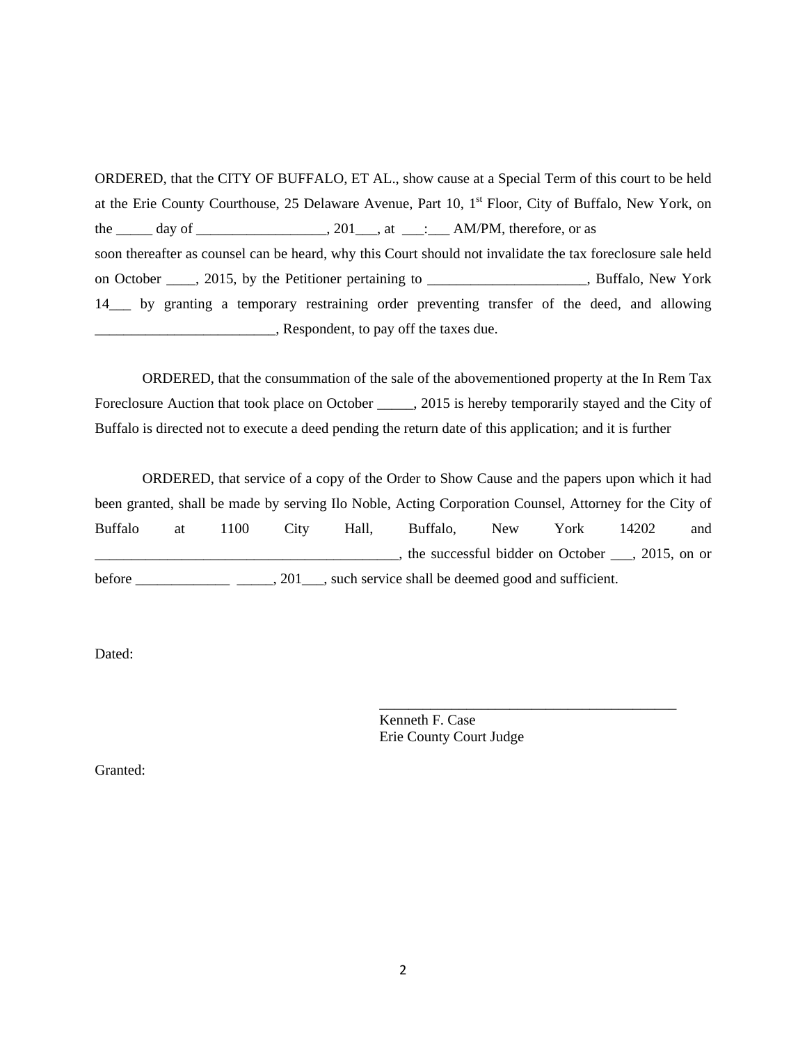ORDERED, that the CITY OF BUFFALO, ET AL., show cause at a Special Term of this court to be held at the Erie County Courthouse, 25 Delaware Avenue, Part 10, 1st Floor, City of Buffalo, New York, on the _____ day of __________________, 201___, at ___:___ AM/PM, therefore, or as soon thereafter as counsel can be heard, why this Court should not invalidate the tax foreclosure sale held on October ____, 2015, by the Petitioner pertaining to ______________________, Buffalo, New York 14___ by granting a temporary restraining order preventing transfer of the deed, and allowing _________________________, Respondent, to pay off the taxes due.

ORDERED, that the consummation of the sale of the abovementioned property at the In Rem Tax Foreclosure Auction that took place on October _____, 2015 is hereby temporarily stayed and the City of Buffalo is directed not to execute a deed pending the return date of this application; and it is further

ORDERED, that service of a copy of the Order to Show Cause and the papers upon which it had been granted, shall be made by serving Ilo Noble, Acting Corporation Counsel, Attorney for the City of Buffalo at 1100 City Hall, Buffalo, New York 14202 and ___________________________________________, the successful bidder on October ___, 2015, on or before _____________ _____, 201___, such service shall be deemed good and sufficient.

Dated:

___________________________________________
Kenneth F. Case
Erie County Court Judge

Granted: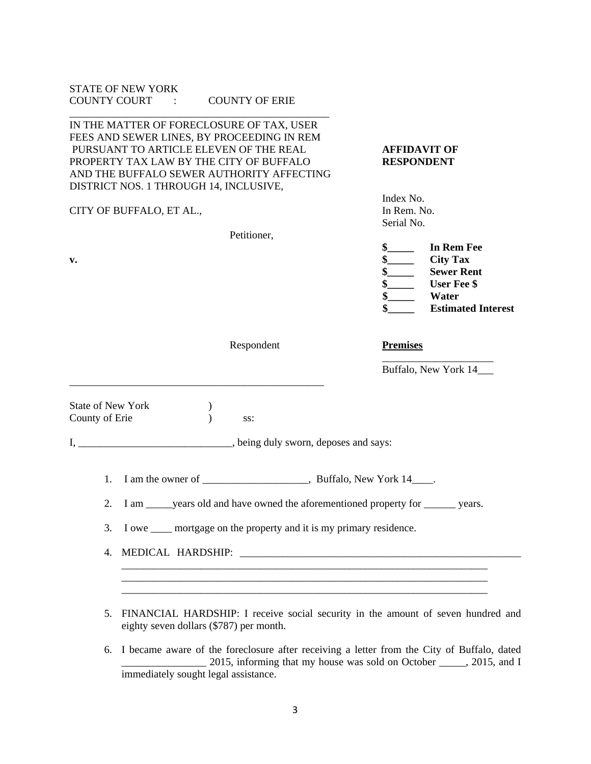STATE OF NEW YORK
COUNTY COURT : COUNTY OF ERIE

---

IN THE MATTER OF FORECLOSURE OF TAX, USER FEES AND SEWER LINES, BY PROCEEDING IN REM PURSUANT TO ARTICLE ELEVEN OF THE REAL PROPERTY TAX LAW BY THE CITY OF BUFFALO AND THE BUFFALO SEWER AUTHORITY AFFECTING DISTRICT NOS. 1 THROUGH 14, INCLUSIVE,

CITY OF BUFFALO, ET AL.,

Petitioner,

**v.**

Respondent

---

**AFFIDAVIT OF RESPONDENT**

Index No.
In Rem. No.
Serial No.

**$_____ In Rem Fee**
**$_____ City Tax**
**$_____ Sewer Rent**
**$_____ User Fee $**
**$_____ Water**
**$_____ Estimated Interest**

**Premises**

____________________
Buffalo, New York 14___

State of New York )
County of Erie ) ss:

I, ____________________________, being duly sworn, deposes and says:

1. I am the owner of ____________________, Buffalo, New York 14____.
2. I am _____years old and have owned the aforementioned property for ______ years.
3. I owe ____ mortgage on the property and it is my primary residence.
4. MEDICAL HARDSHIP: ________________________________________________________
   __________________________________________________________________________
   __________________________________________________________________________
   __________________________________________________________________________
5. FINANCIAL HARDSHIP: I receive social security in the amount of seven hundred and eighty seven dollars ($787) per month.
6. I became aware of the foreclosure after receiving a letter from the City of Buffalo, dated ________________ 2015, informing that my house was sold on October _____, 2015, and I immediately sought legal assistance.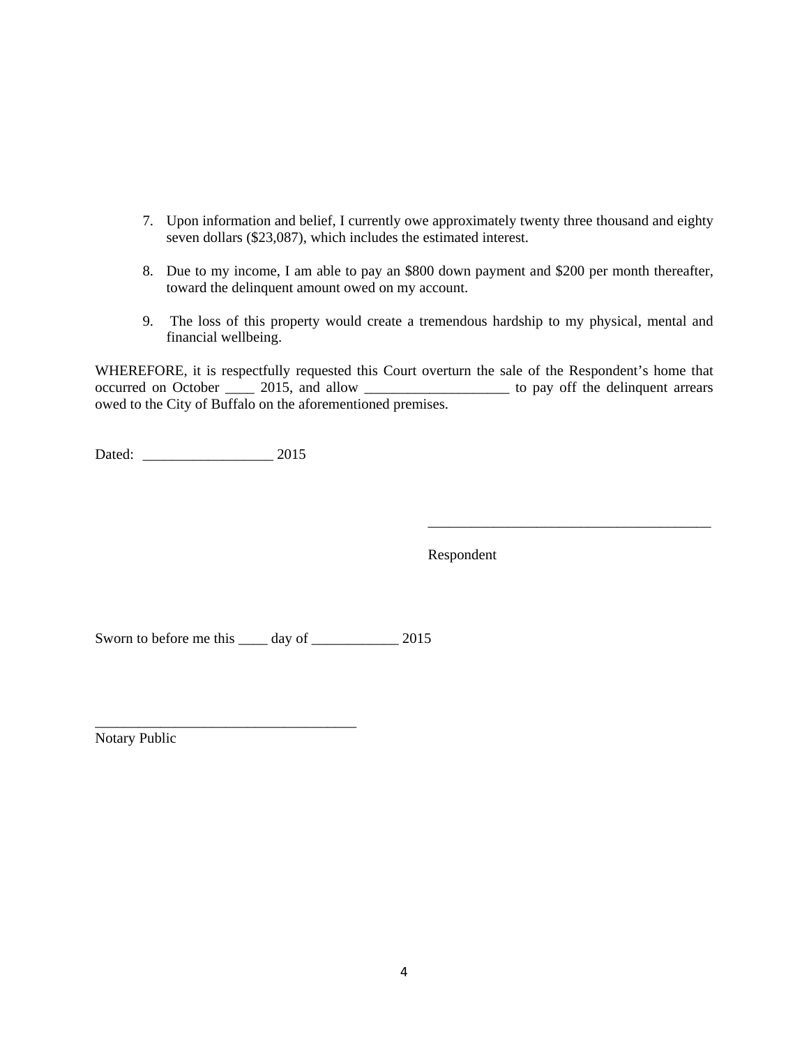7. Upon information and belief, I currently owe approximately twenty three thousand and eighty seven dollars ($23,087), which includes the estimated interest.

8. Due to my income, I am able to pay an $800 down payment and $200 per month thereafter, toward the delinquent amount owed on my account.

9. The loss of this property would create a tremendous hardship to my physical, mental and financial wellbeing.

WHEREFORE, it is respectfully requested this Court overturn the sale of the Respondent's home that occurred on October ____ 2015, and allow ____________________ to pay off the delinquent arrears owed to the City of Buffalo on the aforementioned premises.

Dated: __________________ 2015

________________________________________

Respondent

Sworn to before me this ____ day of ____________ 2015

____________________________________

Notary Public